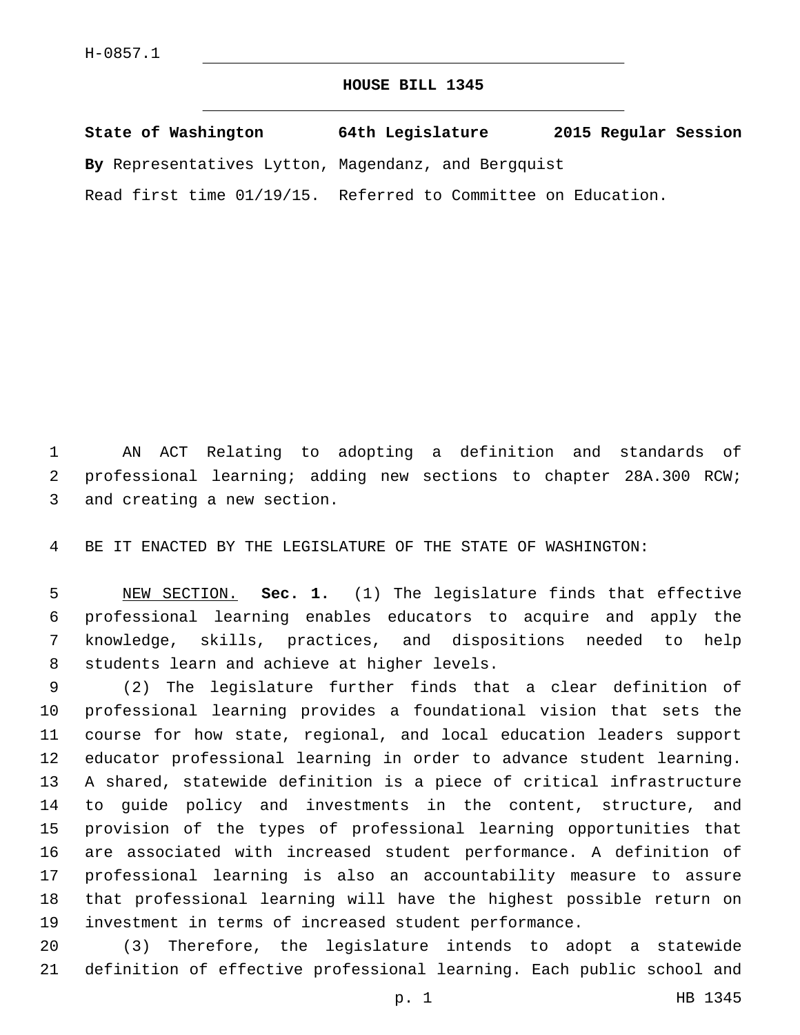H-0857.1

# HOUSE BILL 1345

**State of Washington 64th Legislature 2015 Regular Session**

**By** Representatives Lytton, Magendanz, and Bergquist

Read first time 01/19/15. Referred to Committee on Education.

AN ACT Relating to adopting a definition and standards of professional learning; adding new sections to chapter 28A.300 RCW; and creating a new section.

BE IT ENACTED BY THE LEGISLATURE OF THE STATE OF WASHINGTON:

NEW SECTION. **Sec. 1.** (1) The legislature finds that effective professional learning enables educators to acquire and apply the knowledge, skills, practices, and dispositions needed to help students learn and achieve at higher levels.

(2) The legislature further finds that a clear definition of professional learning provides a foundational vision that sets the course for how state, regional, and local education leaders support educator professional learning in order to advance student learning. A shared, statewide definition is a piece of critical infrastructure to guide policy and investments in the content, structure, and provision of the types of professional learning opportunities that are associated with increased student performance. A definition of professional learning is also an accountability measure to assure that professional learning will have the highest possible return on investment in terms of increased student performance.

(3) Therefore, the legislature intends to adopt a statewide definition of effective professional learning. Each public school and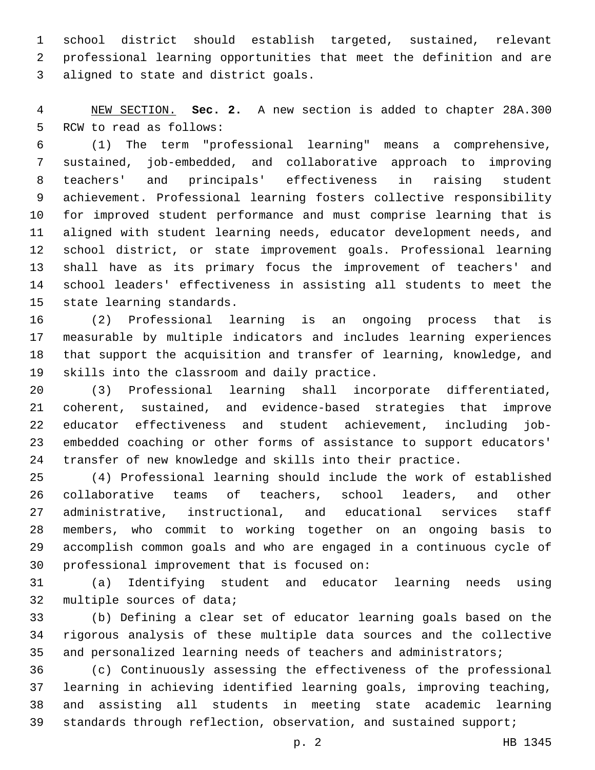school district should establish targeted, sustained, relevant professional learning opportunities that meet the definition and are aligned to state and district goals.

NEW SECTION. **Sec. 2.** A new section is added to chapter 28A.300 RCW to read as follows:

(1) The term "professional learning" means a comprehensive, sustained, job-embedded, and collaborative approach to improving teachers' and principals' effectiveness in raising student achievement. Professional learning fosters collective responsibility for improved student performance and must comprise learning that is aligned with student learning needs, educator development needs, and school district, or state improvement goals. Professional learning shall have as its primary focus the improvement of teachers' and school leaders' effectiveness in assisting all students to meet the state learning standards.

(2) Professional learning is an ongoing process that is measurable by multiple indicators and includes learning experiences that support the acquisition and transfer of learning, knowledge, and skills into the classroom and daily practice.

(3) Professional learning shall incorporate differentiated, coherent, sustained, and evidence-based strategies that improve educator effectiveness and student achievement, including job-embedded coaching or other forms of assistance to support educators' transfer of new knowledge and skills into their practice.

(4) Professional learning should include the work of established collaborative teams of teachers, school leaders, and other administrative, instructional, and educational services staff members, who commit to working together on an ongoing basis to accomplish common goals and who are engaged in a continuous cycle of professional improvement that is focused on:

(a) Identifying student and educator learning needs using multiple sources of data;

(b) Defining a clear set of educator learning goals based on the rigorous analysis of these multiple data sources and the collective and personalized learning needs of teachers and administrators;

(c) Continuously assessing the effectiveness of the professional learning in achieving identified learning goals, improving teaching, and assisting all students in meeting state academic learning standards through reflection, observation, and sustained support;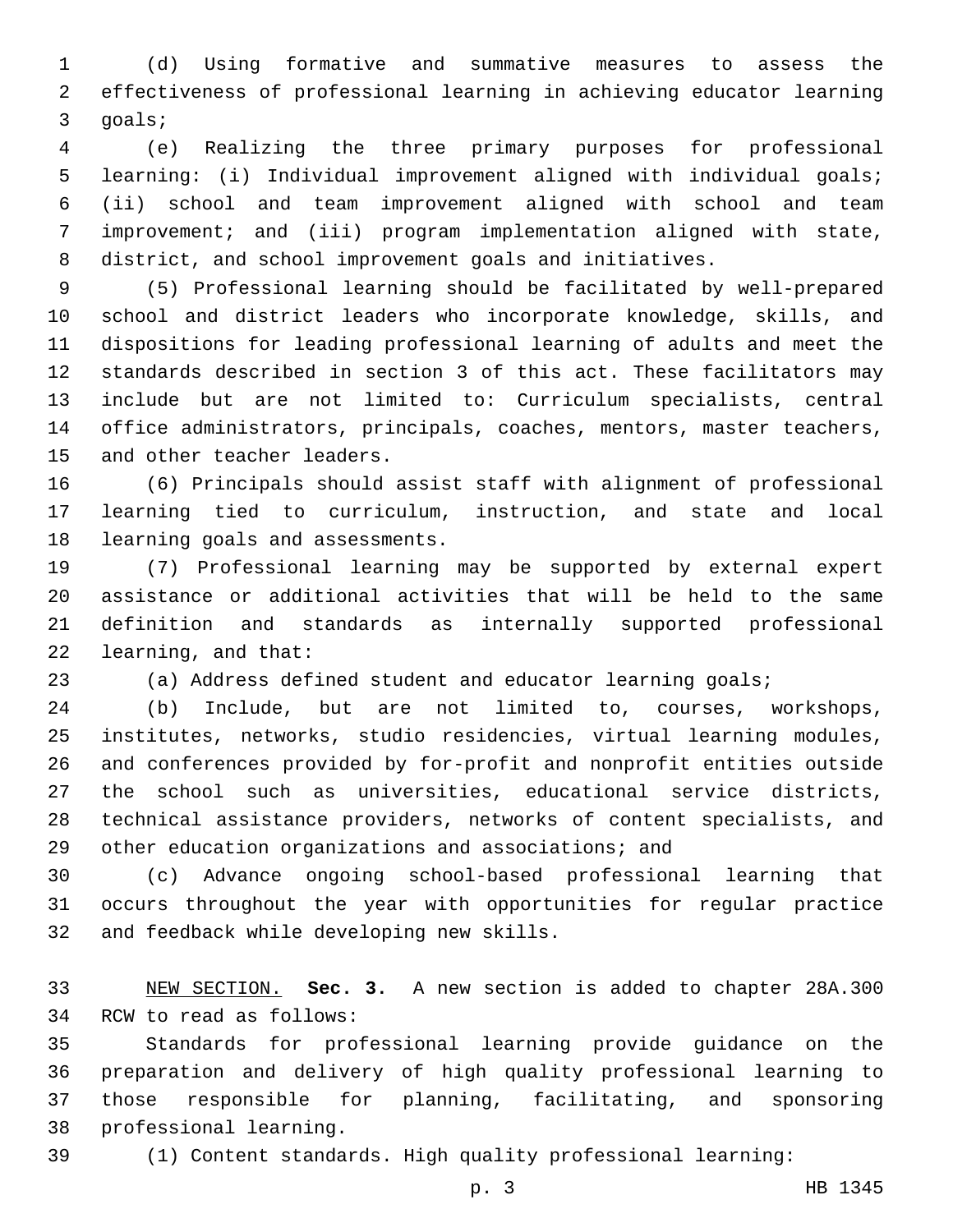(d) Using formative and summative measures to assess the effectiveness of professional learning in achieving educator learning goals;

(e) Realizing the three primary purposes for professional learning: (i) Individual improvement aligned with individual goals; (ii) school and team improvement aligned with school and team improvement; and (iii) program implementation aligned with state, district, and school improvement goals and initiatives.

(5) Professional learning should be facilitated by well-prepared school and district leaders who incorporate knowledge, skills, and dispositions for leading professional learning of adults and meet the standards described in section 3 of this act. These facilitators may include but are not limited to: Curriculum specialists, central office administrators, principals, coaches, mentors, master teachers, and other teacher leaders.

(6) Principals should assist staff with alignment of professional learning tied to curriculum, instruction, and state and local learning goals and assessments.

(7) Professional learning may be supported by external expert assistance or additional activities that will be held to the same definition and standards as internally supported professional learning, and that:

(a) Address defined student and educator learning goals;

(b) Include, but are not limited to, courses, workshops, institutes, networks, studio residencies, virtual learning modules, and conferences provided by for-profit and nonprofit entities outside the school such as universities, educational service districts, technical assistance providers, networks of content specialists, and other education organizations and associations; and

(c) Advance ongoing school-based professional learning that occurs throughout the year with opportunities for regular practice and feedback while developing new skills.

NEW SECTION. **Sec. 3.** A new section is added to chapter 28A.300 RCW to read as follows:

Standards for professional learning provide guidance on the preparation and delivery of high quality professional learning to those responsible for planning, facilitating, and sponsoring professional learning.

(1) Content standards. High quality professional learning: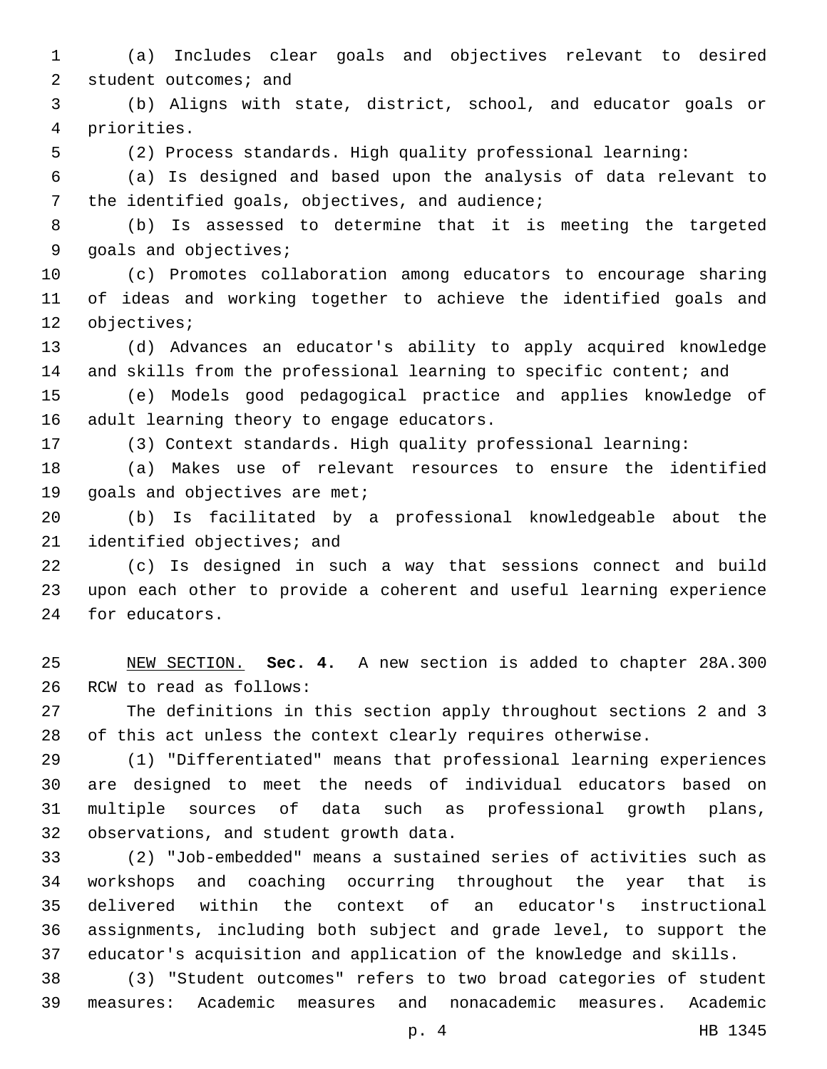(a) Includes clear goals and objectives relevant to desired student outcomes; and

(b) Aligns with state, district, school, and educator goals or priorities.

(2) Process standards. High quality professional learning:

(a) Is designed and based upon the analysis of data relevant to the identified goals, objectives, and audience;

(b) Is assessed to determine that it is meeting the targeted goals and objectives;

(c) Promotes collaboration among educators to encourage sharing of ideas and working together to achieve the identified goals and objectives;

(d) Advances an educator's ability to apply acquired knowledge and skills from the professional learning to specific content; and

(e) Models good pedagogical practice and applies knowledge of adult learning theory to engage educators.

(3) Context standards. High quality professional learning:

(a) Makes use of relevant resources to ensure the identified goals and objectives are met;

(b) Is facilitated by a professional knowledgeable about the identified objectives; and

(c) Is designed in such a way that sessions connect and build upon each other to provide a coherent and useful learning experience for educators.

NEW SECTION. **Sec. 4.** A new section is added to chapter 28A.300 RCW to read as follows:

The definitions in this section apply throughout sections 2 and 3 of this act unless the context clearly requires otherwise.

(1) "Differentiated" means that professional learning experiences are designed to meet the needs of individual educators based on multiple sources of data such as professional growth plans, observations, and student growth data.

(2) "Job-embedded" means a sustained series of activities such as workshops and coaching occurring throughout the year that is delivered within the context of an educator's instructional assignments, including both subject and grade level, to support the educator's acquisition and application of the knowledge and skills.

(3) "Student outcomes" refers to two broad categories of student measures: Academic measures and nonacademic measures. Academic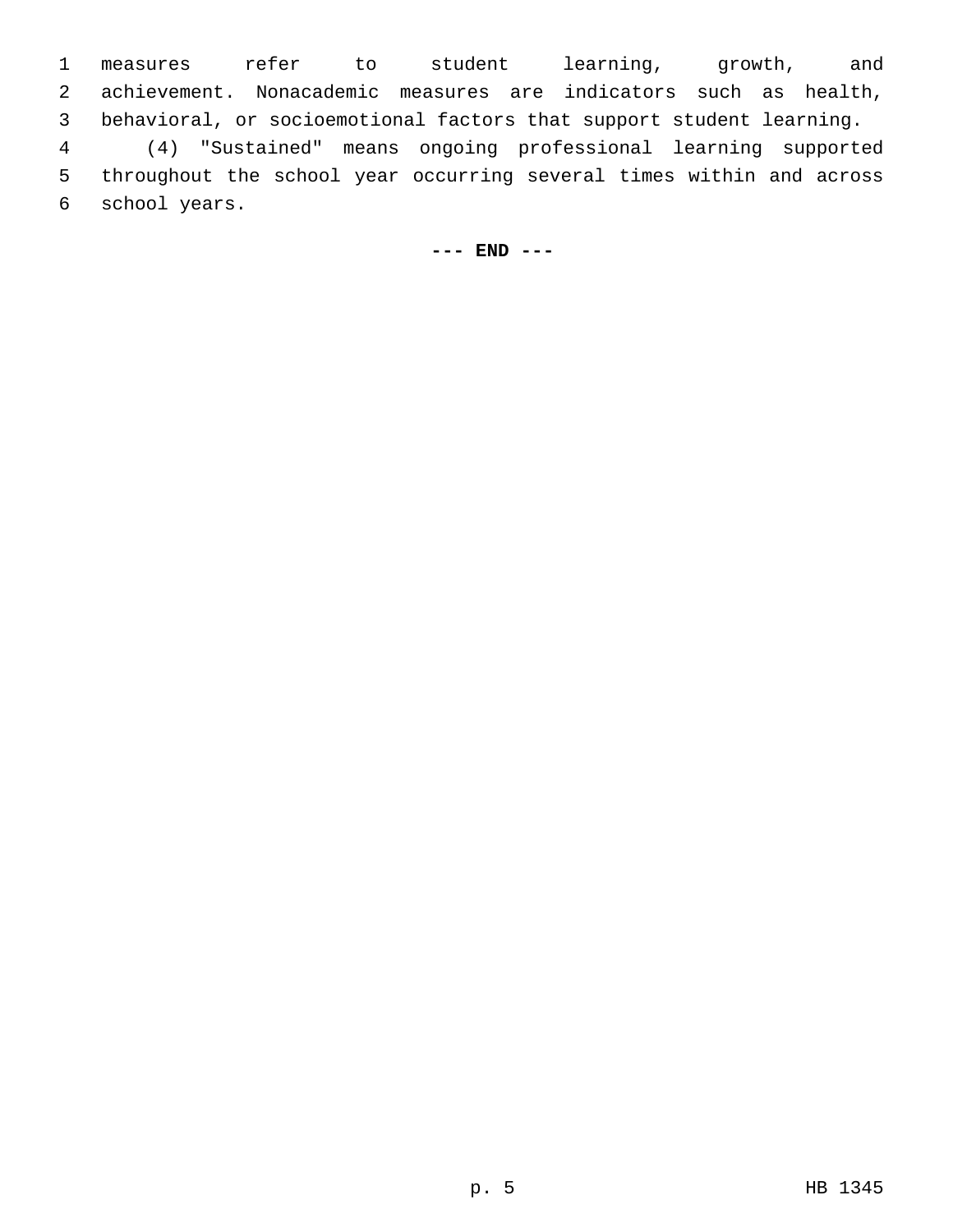measures refer to student learning, growth, and achievement. Nonacademic measures are indicators such as health, behavioral, or socioemotional factors that support student learning.

(4) "Sustained" means ongoing professional learning supported throughout the school year occurring several times within and across school years.

**--- END ---**